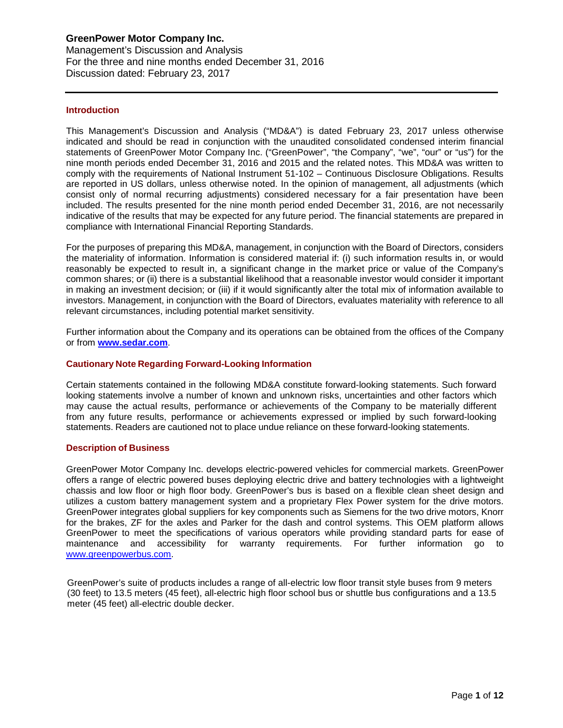# GreenPower Motor Company Inc.

Management's Discussion and Analysis
For the three and nine months ended December 31, 2016
Discussion dated: February 23, 2017

## Introduction

This Management's Discussion and Analysis ("MD&A") is dated February 23, 2017 unless otherwise indicated and should be read in conjunction with the unaudited consolidated condensed interim financial statements of GreenPower Motor Company Inc. ("GreenPower", "the Company", "we", "our" or "us") for the nine month periods ended December 31, 2016 and 2015 and the related notes. This MD&A was written to comply with the requirements of National Instrument 51-102 – Continuous Disclosure Obligations. Results are reported in US dollars, unless otherwise noted. In the opinion of management, all adjustments (which consist only of normal recurring adjustments) considered necessary for a fair presentation have been included. The results presented for the nine month period ended December 31, 2016, are not necessarily indicative of the results that may be expected for any future period. The financial statements are prepared in compliance with International Financial Reporting Standards.

For the purposes of preparing this MD&A, management, in conjunction with the Board of Directors, considers the materiality of information. Information is considered material if: (i) such information results in, or would reasonably be expected to result in, a significant change in the market price or value of the Company's common shares; or (ii) there is a substantial likelihood that a reasonable investor would consider it important in making an investment decision; or (iii) if it would significantly alter the total mix of information available to investors. Management, in conjunction with the Board of Directors, evaluates materiality with reference to all relevant circumstances, including potential market sensitivity.

Further information about the Company and its operations can be obtained from the offices of the Company or from **www.sedar.com**.

## Cautionary Note Regarding Forward-Looking Information

Certain statements contained in the following MD&A constitute forward-looking statements. Such forward looking statements involve a number of known and unknown risks, uncertainties and other factors which may cause the actual results, performance or achievements of the Company to be materially different from any future results, performance or achievements expressed or implied by such forward-looking statements. Readers are cautioned not to place undue reliance on these forward-looking statements.

## Description of Business

GreenPower Motor Company Inc. develops electric-powered vehicles for commercial markets. GreenPower offers a range of electric powered buses deploying electric drive and battery technologies with a lightweight chassis and low floor or high floor body. GreenPower's bus is based on a flexible clean sheet design and utilizes a custom battery management system and a proprietary Flex Power system for the drive motors. GreenPower integrates global suppliers for key components such as Siemens for the two drive motors, Knorr for the brakes, ZF for the axles and Parker for the dash and control systems. This OEM platform allows GreenPower to meet the specifications of various operators while providing standard parts for ease of maintenance and accessibility for warranty requirements. For further information go to www.greenpowerbus.com.

GreenPower's suite of products includes a range of all-electric low floor transit style buses from 9 meters (30 feet) to 13.5 meters (45 feet), all-electric high floor school bus or shuttle bus configurations and a 13.5 meter (45 feet) all-electric double decker.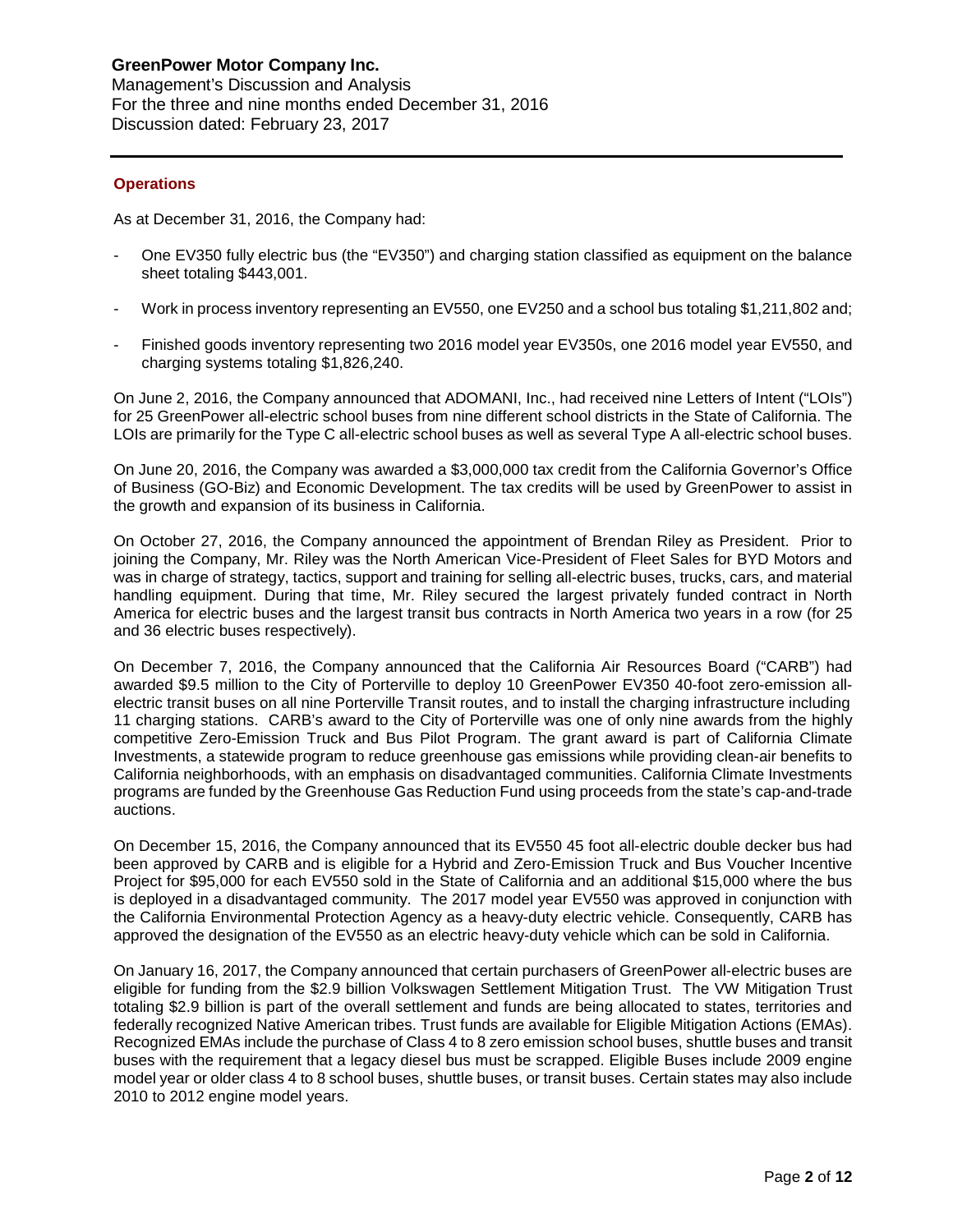## Operations

As at December 31, 2016, the Company had:

- One EV350 fully electric bus (the "EV350") and charging station classified as equipment on the balance sheet totaling $443,001.
- Work in process inventory representing an EV550, one EV250 and a school bus totaling $1,211,802 and;
- Finished goods inventory representing two 2016 model year EV350s, one 2016 model year EV550, and charging systems totaling $1,826,240.

On June 2, 2016, the Company announced that ADOMANI, Inc., had received nine Letters of Intent ("LOIs") for 25 GreenPower all-electric school buses from nine different school districts in the State of California. The LOIs are primarily for the Type C all-electric school buses as well as several Type A all-electric school buses.

On June 20, 2016, the Company was awarded a $3,000,000 tax credit from the California Governor's Office of Business (GO-Biz) and Economic Development. The tax credits will be used by GreenPower to assist in the growth and expansion of its business in California.

On October 27, 2016, the Company announced the appointment of Brendan Riley as President. Prior to joining the Company, Mr. Riley was the North American Vice-President of Fleet Sales for BYD Motors and was in charge of strategy, tactics, support and training for selling all-electric buses, trucks, cars, and material handling equipment. During that time, Mr. Riley secured the largest privately funded contract in North America for electric buses and the largest transit bus contracts in North America two years in a row (for 25 and 36 electric buses respectively).

On December 7, 2016, the Company announced that the California Air Resources Board ("CARB") had awarded $9.5 million to the City of Porterville to deploy 10 GreenPower EV350 40-foot zero-emission all-electric transit buses on all nine Porterville Transit routes, and to install the charging infrastructure including 11 charging stations. CARB's award to the City of Porterville was one of only nine awards from the highly competitive Zero-Emission Truck and Bus Pilot Program. The grant award is part of California Climate Investments, a statewide program to reduce greenhouse gas emissions while providing clean-air benefits to California neighborhoods, with an emphasis on disadvantaged communities. California Climate Investments programs are funded by the Greenhouse Gas Reduction Fund using proceeds from the state's cap-and-trade auctions.

On December 15, 2016, the Company announced that its EV550 45 foot all-electric double decker bus had been approved by CARB and is eligible for a Hybrid and Zero-Emission Truck and Bus Voucher Incentive Project for $95,000 for each EV550 sold in the State of California and an additional $15,000 where the bus is deployed in a disadvantaged community. The 2017 model year EV550 was approved in conjunction with the California Environmental Protection Agency as a heavy-duty electric vehicle. Consequently, CARB has approved the designation of the EV550 as an electric heavy-duty vehicle which can be sold in California.

On January 16, 2017, the Company announced that certain purchasers of GreenPower all-electric buses are eligible for funding from the $2.9 billion Volkswagen Settlement Mitigation Trust. The VW Mitigation Trust totaling $2.9 billion is part of the overall settlement and funds are being allocated to states, territories and federally recognized Native American tribes. Trust funds are available for Eligible Mitigation Actions (EMAs). Recognized EMAs include the purchase of Class 4 to 8 zero emission school buses, shuttle buses and transit buses with the requirement that a legacy diesel bus must be scrapped. Eligible Buses include 2009 engine model year or older class 4 to 8 school buses, shuttle buses, or transit buses. Certain states may also include 2010 to 2012 engine model years.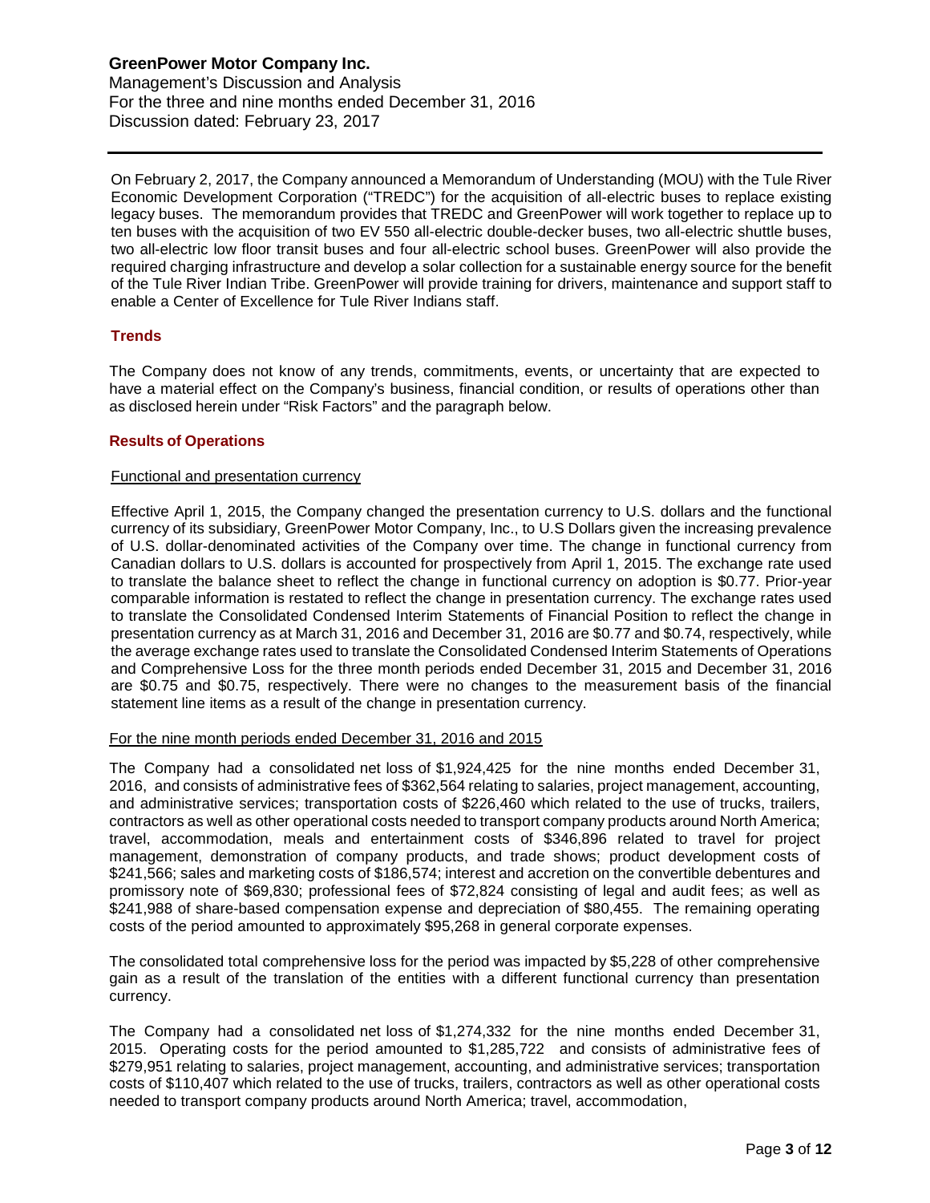On February 2, 2017, the Company announced a Memorandum of Understanding (MOU) with the Tule River Economic Development Corporation ("TREDC") for the acquisition of all-electric buses to replace existing legacy buses. The memorandum provides that TREDC and GreenPower will work together to replace up to ten buses with the acquisition of two EV 550 all-electric double-decker buses, two all-electric shuttle buses, two all-electric low floor transit buses and four all-electric school buses. GreenPower will also provide the required charging infrastructure and develop a solar collection for a sustainable energy source for the benefit of the Tule River Indian Tribe. GreenPower will provide training for drivers, maintenance and support staff to enable a Center of Excellence for Tule River Indians staff.

## Trends

The Company does not know of any trends, commitments, events, or uncertainty that are expected to have a material effect on the Company's business, financial condition, or results of operations other than as disclosed herein under "Risk Factors" and the paragraph below.

## Results of Operations

### Functional and presentation currency

Effective April 1, 2015, the Company changed the presentation currency to U.S. dollars and the functional currency of its subsidiary, GreenPower Motor Company, Inc., to U.S Dollars given the increasing prevalence of U.S. dollar-denominated activities of the Company over time. The change in functional currency from Canadian dollars to U.S. dollars is accounted for prospectively from April 1, 2015. The exchange rate used to translate the balance sheet to reflect the change in functional currency on adoption is $0.77. Prior-year comparable information is restated to reflect the change in presentation currency. The exchange rates used to translate the Consolidated Condensed Interim Statements of Financial Position to reflect the change in presentation currency as at March 31, 2016 and December 31, 2016 are $0.77 and $0.74, respectively, while the average exchange rates used to translate the Consolidated Condensed Interim Statements of Operations and Comprehensive Loss for the three month periods ended December 31, 2015 and December 31, 2016 are $0.75 and $0.75, respectively. There were no changes to the measurement basis of the financial statement line items as a result of the change in presentation currency.

### For the nine month periods ended December 31, 2016 and 2015

The Company had a consolidated net loss of $1,924,425 for the nine months ended December 31, 2016, and consists of administrative fees of $362,564 relating to salaries, project management, accounting, and administrative services; transportation costs of $226,460 which related to the use of trucks, trailers, contractors as well as other operational costs needed to transport company products around North America; travel, accommodation, meals and entertainment costs of $346,896 related to travel for project management, demonstration of company products, and trade shows; product development costs of $241,566; sales and marketing costs of $186,574; interest and accretion on the convertible debentures and promissory note of $69,830; professional fees of $72,824 consisting of legal and audit fees; as well as $241,988 of share-based compensation expense and depreciation of $80,455. The remaining operating costs of the period amounted to approximately $95,268 in general corporate expenses.

The consolidated total comprehensive loss for the period was impacted by $5,228 of other comprehensive gain as a result of the translation of the entities with a different functional currency than presentation currency.

The Company had a consolidated net loss of $1,274,332 for the nine months ended December 31, 2015. Operating costs for the period amounted to $1,285,722 and consists of administrative fees of $279,951 relating to salaries, project management, accounting, and administrative services; transportation costs of $110,407 which related to the use of trucks, trailers, contractors as well as other operational costs needed to transport company products around North America; travel, accommodation,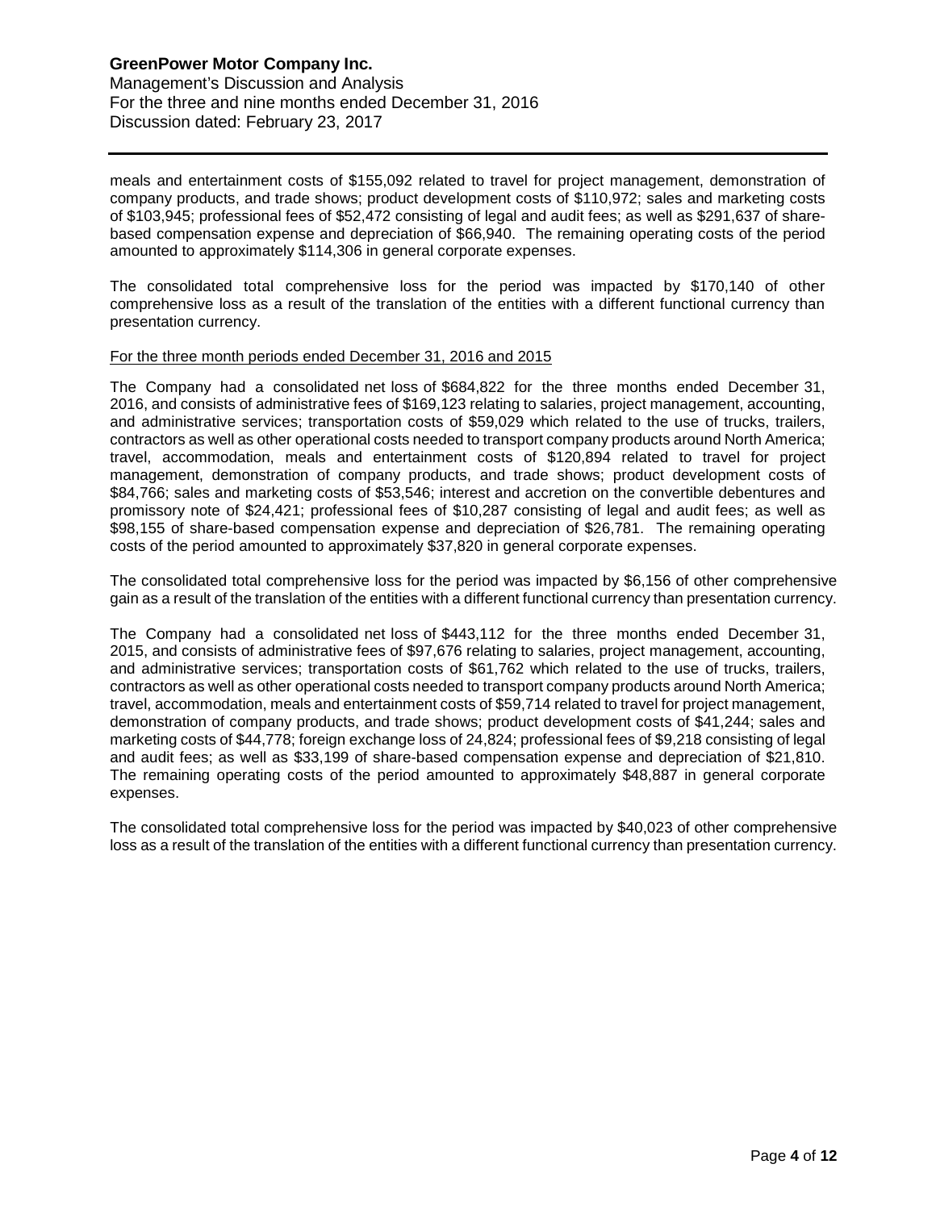meals and entertainment costs of $155,092 related to travel for project management, demonstration of company products, and trade shows; product development costs of $110,972; sales and marketing costs of $103,945; professional fees of $52,472 consisting of legal and audit fees; as well as $291,637 of share-based compensation expense and depreciation of $66,940. The remaining operating costs of the period amounted to approximately $114,306 in general corporate expenses.

The consolidated total comprehensive loss for the period was impacted by $170,140 of other comprehensive loss as a result of the translation of the entities with a different functional currency than presentation currency.

For the three month periods ended December 31, 2016 and 2015

The Company had a consolidated net loss of $684,822 for the three months ended December 31, 2016, and consists of administrative fees of $169,123 relating to salaries, project management, accounting, and administrative services; transportation costs of $59,029 which related to the use of trucks, trailers, contractors as well as other operational costs needed to transport company products around North America; travel, accommodation, meals and entertainment costs of $120,894 related to travel for project management, demonstration of company products, and trade shows; product development costs of $84,766; sales and marketing costs of $53,546; interest and accretion on the convertible debentures and promissory note of $24,421; professional fees of $10,287 consisting of legal and audit fees; as well as $98,155 of share-based compensation expense and depreciation of $26,781. The remaining operating costs of the period amounted to approximately $37,820 in general corporate expenses.

The consolidated total comprehensive loss for the period was impacted by $6,156 of other comprehensive gain as a result of the translation of the entities with a different functional currency than presentation currency.

The Company had a consolidated net loss of $443,112 for the three months ended December 31, 2015, and consists of administrative fees of $97,676 relating to salaries, project management, accounting, and administrative services; transportation costs of $61,762 which related to the use of trucks, trailers, contractors as well as other operational costs needed to transport company products around North America; travel, accommodation, meals and entertainment costs of $59,714 related to travel for project management, demonstration of company products, and trade shows; product development costs of $41,244; sales and marketing costs of $44,778; foreign exchange loss of 24,824; professional fees of $9,218 consisting of legal and audit fees; as well as $33,199 of share-based compensation expense and depreciation of $21,810. The remaining operating costs of the period amounted to approximately $48,887 in general corporate expenses.

The consolidated total comprehensive loss for the period was impacted by $40,023 of other comprehensive loss as a result of the translation of the entities with a different functional currency than presentation currency.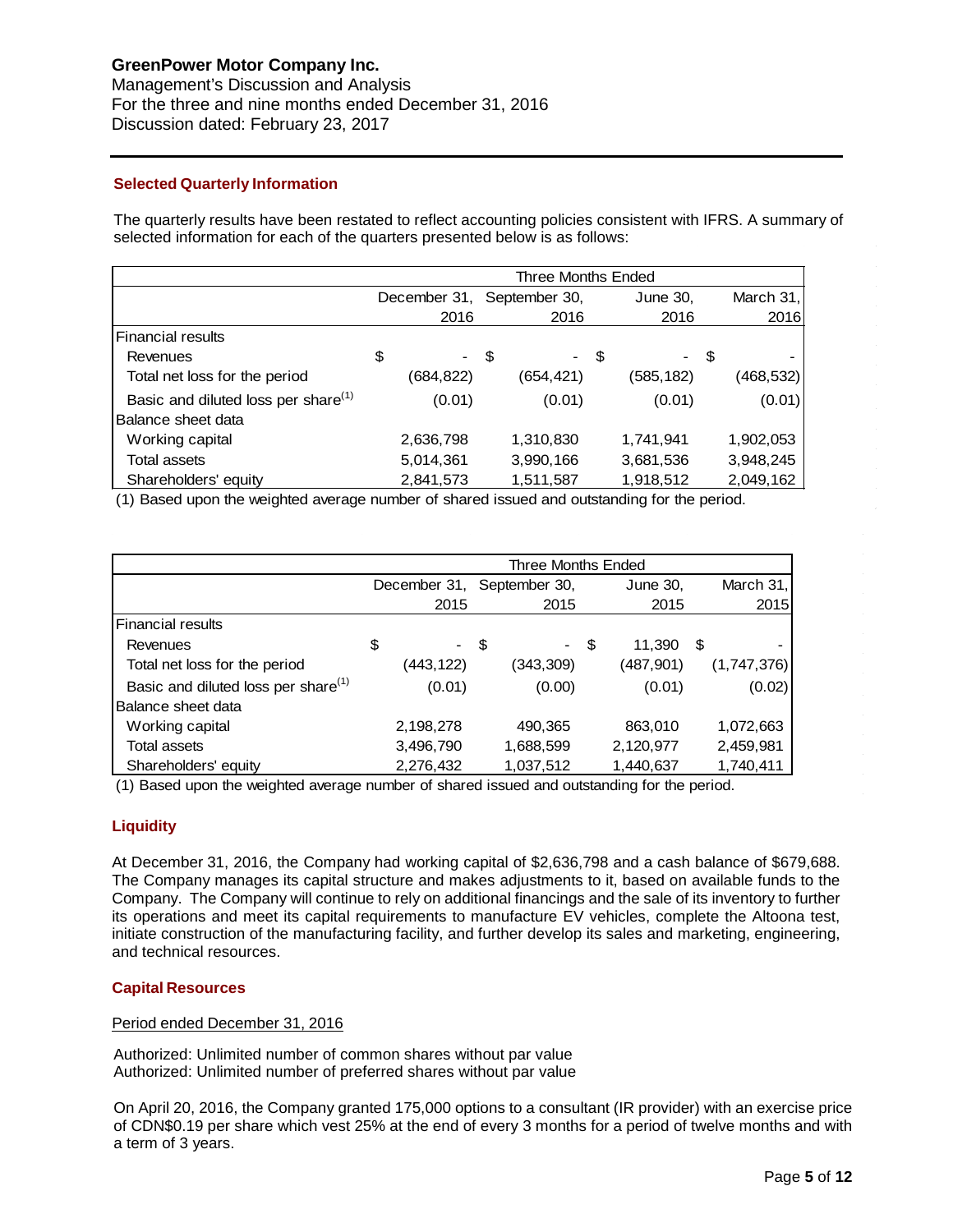## Selected Quarterly Information

The quarterly results have been restated to reflect accounting policies consistent with IFRS. A summary of selected information for each of the quarters presented below is as follows:

| | Three Months Ended | | | |
|---|---|---|---|---|
| | December 31, 2016 | September 30, 2016 | June 30, 2016 | March 31, 2016 |
| **Financial results** | | | | |
| Revenues | $ - | $ - | $ - | $ - |
| Total net loss for the period | (684,822) | (654,421) | (585,182) | (468,532) |
| Basic and diluted loss per share(1) | (0.01) | (0.01) | (0.01) | (0.01) |
| **Balance sheet data** | | | | |
| Working capital | 2,636,798 | 1,310,830 | 1,741,941 | 1,902,053 |
| Total assets | 5,014,361 | 3,990,166 | 3,681,536 | 3,948,245 |
| Shareholders' equity | 2,841,573 | 1,511,587 | 1,918,512 | 2,049,162 |

(1) Based upon the weighted average number of shared issued and outstanding for the period.

| | Three Months Ended | | | |
|---|---|---|---|---|
| | December 31, 2015 | September 30, 2015 | June 30, 2015 | March 31, 2015 |
| **Financial results** | | | | |
| Revenues | $ - | $ - | $ 11,390 | $ - |
| Total net loss for the period | (443,122) | (343,309) | (487,901) | (1,747,376) |
| Basic and diluted loss per share(1) | (0.01) | (0.00) | (0.01) | (0.02) |
| **Balance sheet data** | | | | |
| Working capital | 2,198,278 | 490,365 | 863,010 | 1,072,663 |
| Total assets | 3,496,790 | 1,688,599 | 2,120,977 | 2,459,981 |
| Shareholders' equity | 2,276,432 | 1,037,512 | 1,440,637 | 1,740,411 |

(1) Based upon the weighted average number of shared issued and outstanding for the period.

## Liquidity

At December 31, 2016, the Company had working capital of $2,636,798 and a cash balance of $679,688. The Company manages its capital structure and makes adjustments to it, based on available funds to the Company. The Company will continue to rely on additional financings and the sale of its inventory to further its operations and meet its capital requirements to manufacture EV vehicles, complete the Altoona test, initiate construction of the manufacturing facility, and further develop its sales and marketing, engineering, and technical resources.

## Capital Resources

Period ended December 31, 2016

Authorized: Unlimited number of common shares without par value
Authorized: Unlimited number of preferred shares without par value

On April 20, 2016, the Company granted 175,000 options to a consultant (IR provider) with an exercise price of CDN$0.19 per share which vest 25% at the end of every 3 months for a period of twelve months and with a term of 3 years.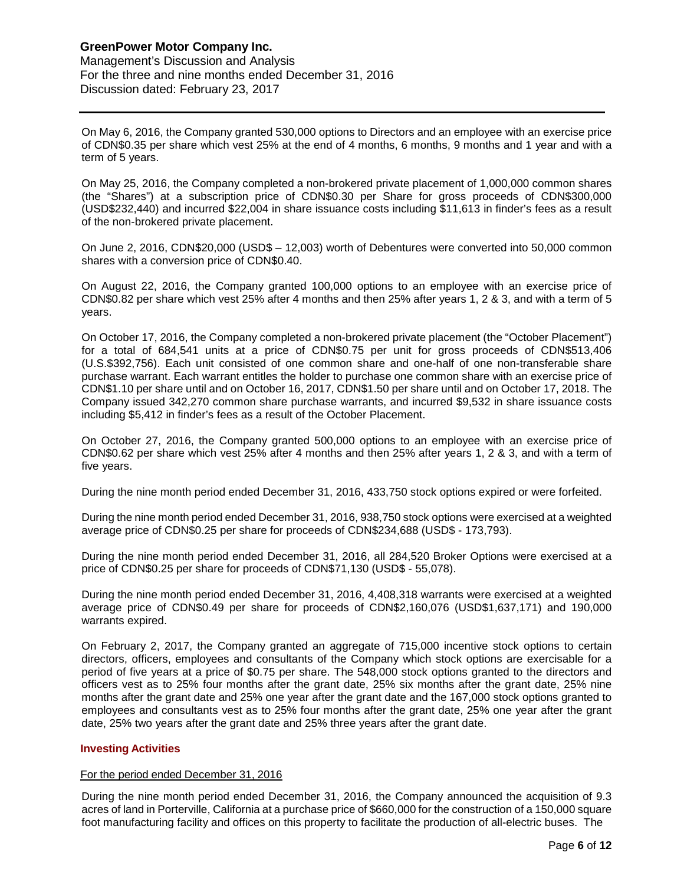On May 6, 2016, the Company granted 530,000 options to Directors and an employee with an exercise price of CDN$0.35 per share which vest 25% at the end of 4 months, 6 months, 9 months and 1 year and with a term of 5 years.

On May 25, 2016, the Company completed a non-brokered private placement of 1,000,000 common shares (the "Shares") at a subscription price of CDN$0.30 per Share for gross proceeds of CDN$300,000 (USD$232,440) and incurred $22,004 in share issuance costs including $11,613 in finder's fees as a result of the non-brokered private placement.

On June 2, 2016, CDN$20,000 (USD$ – 12,003) worth of Debentures were converted into 50,000 common shares with a conversion price of CDN$0.40.

On August 22, 2016, the Company granted 100,000 options to an employee with an exercise price of CDN$0.82 per share which vest 25% after 4 months and then 25% after years 1, 2 & 3, and with a term of 5 years.

On October 17, 2016, the Company completed a non-brokered private placement (the "October Placement") for a total of 684,541 units at a price of CDN$0.75 per unit for gross proceeds of CDN$513,406 (U.S.$392,756). Each unit consisted of one common share and one-half of one non-transferable share purchase warrant. Each warrant entitles the holder to purchase one common share with an exercise price of CDN$1.10 per share until and on October 16, 2017, CDN$1.50 per share until and on October 17, 2018. The Company issued 342,270 common share purchase warrants, and incurred $9,532 in share issuance costs including $5,412 in finder's fees as a result of the October Placement.

On October 27, 2016, the Company granted 500,000 options to an employee with an exercise price of CDN$0.62 per share which vest 25% after 4 months and then 25% after years 1, 2 & 3, and with a term of five years.

During the nine month period ended December 31, 2016, 433,750 stock options expired or were forfeited.

During the nine month period ended December 31, 2016, 938,750 stock options were exercised at a weighted average price of CDN$0.25 per share for proceeds of CDN$234,688 (USD$ - 173,793).

During the nine month period ended December 31, 2016, all 284,520 Broker Options were exercised at a price of CDN$0.25 per share for proceeds of CDN$71,130 (USD$ - 55,078).

During the nine month period ended December 31, 2016, 4,408,318 warrants were exercised at a weighted average price of CDN$0.49 per share for proceeds of CDN$2,160,076 (USD$1,637,171) and 190,000 warrants expired.

On February 2, 2017, the Company granted an aggregate of 715,000 incentive stock options to certain directors, officers, employees and consultants of the Company which stock options are exercisable for a period of five years at a price of $0.75 per share. The 548,000 stock options granted to the directors and officers vest as to 25% four months after the grant date, 25% six months after the grant date, 25% nine months after the grant date and 25% one year after the grant date and the 167,000 stock options granted to employees and consultants vest as to 25% four months after the grant date, 25% one year after the grant date, 25% two years after the grant date and 25% three years after the grant date.

## Investing Activities

For the period ended December 31, 2016

During the nine month period ended December 31, 2016, the Company announced the acquisition of 9.3 acres of land in Porterville, California at a purchase price of $660,000 for the construction of a 150,000 square foot manufacturing facility and offices on this property to facilitate the production of all-electric buses. The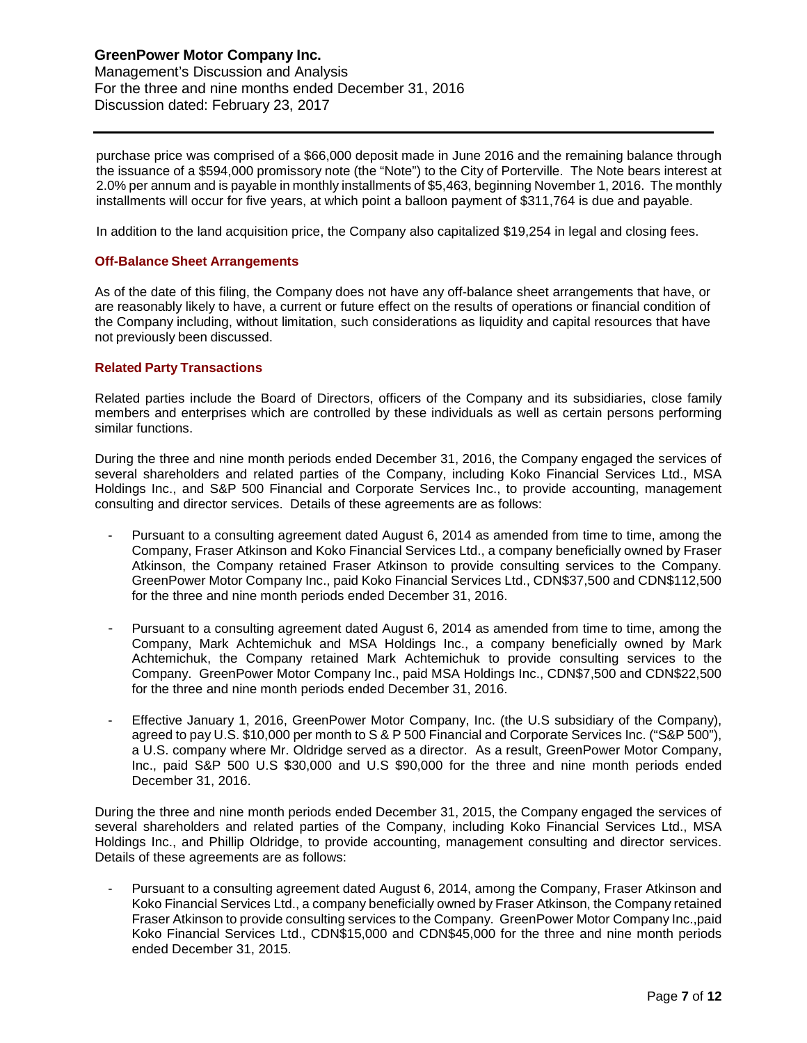purchase price was comprised of a $66,000 deposit made in June 2016 and the remaining balance through the issuance of a $594,000 promissory note (the "Note") to the City of Porterville. The Note bears interest at 2.0% per annum and is payable in monthly installments of $5,463, beginning November 1, 2016. The monthly installments will occur for five years, at which point a balloon payment of $311,764 is due and payable.

In addition to the land acquisition price, the Company also capitalized $19,254 in legal and closing fees.

### Off-Balance Sheet Arrangements

As of the date of this filing, the Company does not have any off-balance sheet arrangements that have, or are reasonably likely to have, a current or future effect on the results of operations or financial condition of the Company including, without limitation, such considerations as liquidity and capital resources that have not previously been discussed.

### Related Party Transactions

Related parties include the Board of Directors, officers of the Company and its subsidiaries, close family members and enterprises which are controlled by these individuals as well as certain persons performing similar functions.

During the three and nine month periods ended December 31, 2016, the Company engaged the services of several shareholders and related parties of the Company, including Koko Financial Services Ltd., MSA Holdings Inc., and S&P 500 Financial and Corporate Services Inc., to provide accounting, management consulting and director services. Details of these agreements are as follows:

- Pursuant to a consulting agreement dated August 6, 2014 as amended from time to time, among the Company, Fraser Atkinson and Koko Financial Services Ltd., a company beneficially owned by Fraser Atkinson, the Company retained Fraser Atkinson to provide consulting services to the Company. GreenPower Motor Company Inc., paid Koko Financial Services Ltd., CDN$37,500 and CDN$112,500 for the three and nine month periods ended December 31, 2016.
- Pursuant to a consulting agreement dated August 6, 2014 as amended from time to time, among the Company, Mark Achtemichuk and MSA Holdings Inc., a company beneficially owned by Mark Achtemichuk, the Company retained Mark Achtemichuk to provide consulting services to the Company. GreenPower Motor Company Inc., paid MSA Holdings Inc., CDN$7,500 and CDN$22,500 for the three and nine month periods ended December 31, 2016.
- Effective January 1, 2016, GreenPower Motor Company, Inc. (the U.S subsidiary of the Company), agreed to pay U.S. $10,000 per month to S & P 500 Financial and Corporate Services Inc. ("S&P 500"), a U.S. company where Mr. Oldridge served as a director. As a result, GreenPower Motor Company, Inc., paid S&P 500 U.S $30,000 and U.S $90,000 for the three and nine month periods ended December 31, 2016.

During the three and nine month periods ended December 31, 2015, the Company engaged the services of several shareholders and related parties of the Company, including Koko Financial Services Ltd., MSA Holdings Inc., and Phillip Oldridge, to provide accounting, management consulting and director services. Details of these agreements are as follows:

- Pursuant to a consulting agreement dated August 6, 2014, among the Company, Fraser Atkinson and Koko Financial Services Ltd., a company beneficially owned by Fraser Atkinson, the Company retained Fraser Atkinson to provide consulting services to the Company. GreenPower Motor Company Inc.,paid Koko Financial Services Ltd., CDN$15,000 and CDN$45,000 for the three and nine month periods ended December 31, 2015.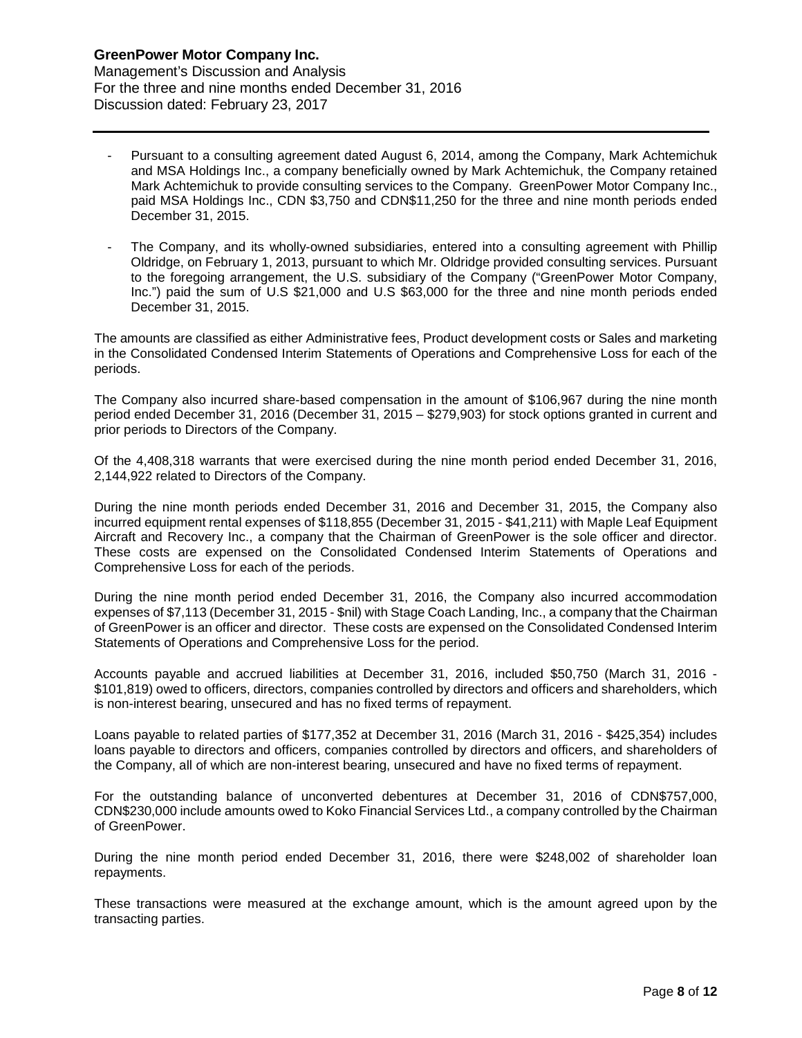- Pursuant to a consulting agreement dated August 6, 2014, among the Company, Mark Achtemichuk and MSA Holdings Inc., a company beneficially owned by Mark Achtemichuk, the Company retained Mark Achtemichuk to provide consulting services to the Company. GreenPower Motor Company Inc., paid MSA Holdings Inc., CDN $3,750 and CDN$11,250 for the three and nine month periods ended December 31, 2015.

- The Company, and its wholly-owned subsidiaries, entered into a consulting agreement with Phillip Oldridge, on February 1, 2013, pursuant to which Mr. Oldridge provided consulting services. Pursuant to the foregoing arrangement, the U.S. subsidiary of the Company ("GreenPower Motor Company, Inc.") paid the sum of U.S $21,000 and U.S $63,000 for the three and nine month periods ended December 31, 2015.

The amounts are classified as either Administrative fees, Product development costs or Sales and marketing in the Consolidated Condensed Interim Statements of Operations and Comprehensive Loss for each of the periods.

The Company also incurred share-based compensation in the amount of $106,967 during the nine month period ended December 31, 2016 (December 31, 2015 – $279,903) for stock options granted in current and prior periods to Directors of the Company.

Of the 4,408,318 warrants that were exercised during the nine month period ended December 31, 2016, 2,144,922 related to Directors of the Company.

During the nine month periods ended December 31, 2016 and December 31, 2015, the Company also incurred equipment rental expenses of $118,855 (December 31, 2015 - $41,211) with Maple Leaf Equipment Aircraft and Recovery Inc., a company that the Chairman of GreenPower is the sole officer and director. These costs are expensed on the Consolidated Condensed Interim Statements of Operations and Comprehensive Loss for each of the periods.

During the nine month period ended December 31, 2016, the Company also incurred accommodation expenses of $7,113 (December 31, 2015 - $nil) with Stage Coach Landing, Inc., a company that the Chairman of GreenPower is an officer and director. These costs are expensed on the Consolidated Condensed Interim Statements of Operations and Comprehensive Loss for the period.

Accounts payable and accrued liabilities at December 31, 2016, included $50,750 (March 31, 2016 - $101,819) owed to officers, directors, companies controlled by directors and officers and shareholders, which is non-interest bearing, unsecured and has no fixed terms of repayment.

Loans payable to related parties of $177,352 at December 31, 2016 (March 31, 2016 - $425,354) includes loans payable to directors and officers, companies controlled by directors and officers, and shareholders of the Company, all of which are non-interest bearing, unsecured and have no fixed terms of repayment.

For the outstanding balance of unconverted debentures at December 31, 2016 of CDN$757,000, CDN$230,000 include amounts owed to Koko Financial Services Ltd., a company controlled by the Chairman of GreenPower.

During the nine month period ended December 31, 2016, there were $248,002 of shareholder loan repayments.

These transactions were measured at the exchange amount, which is the amount agreed upon by the transacting parties.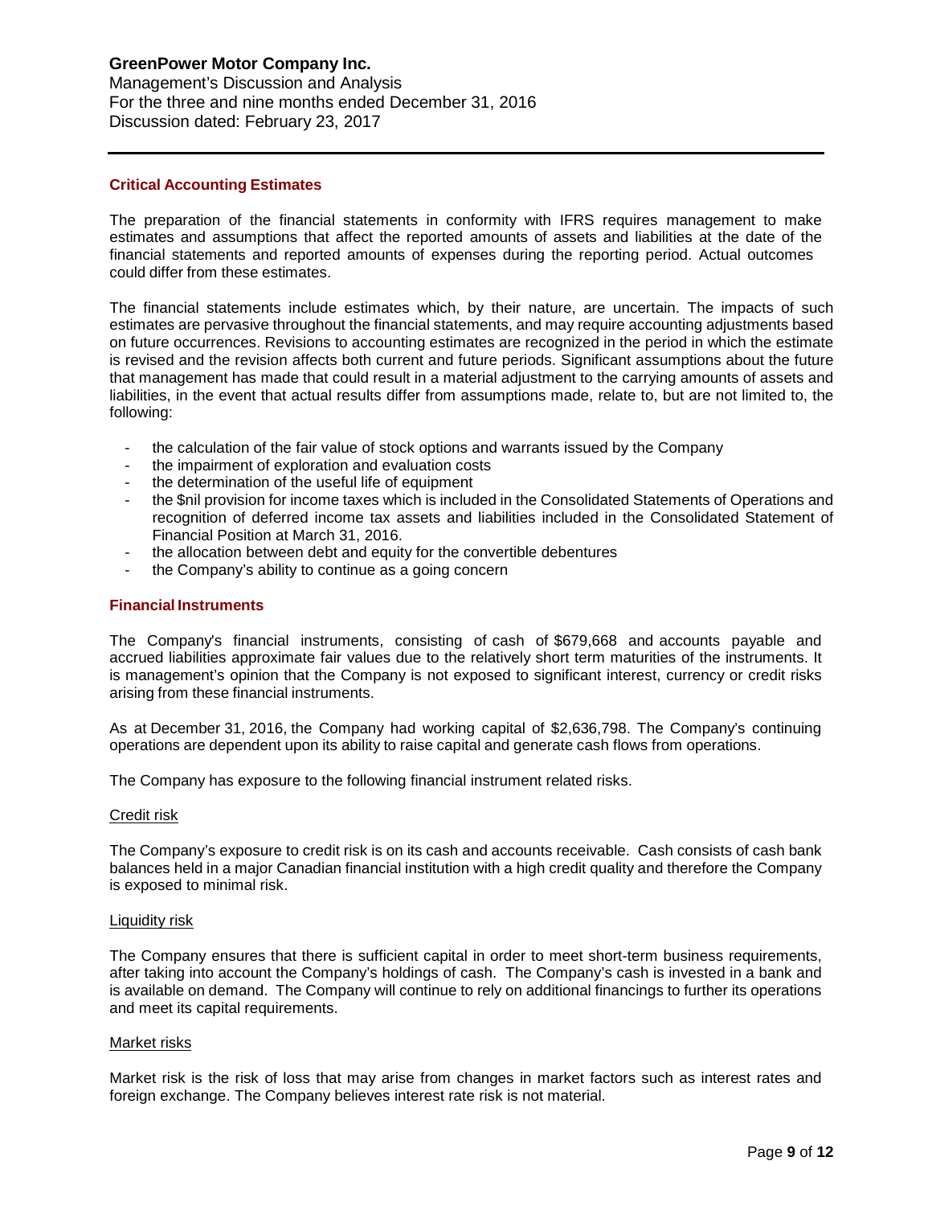## Critical Accounting Estimates

The preparation of the financial statements in conformity with IFRS requires management to make estimates and assumptions that affect the reported amounts of assets and liabilities at the date of the financial statements and reported amounts of expenses during the reporting period. Actual outcomes could differ from these estimates.

The financial statements include estimates which, by their nature, are uncertain. The impacts of such estimates are pervasive throughout the financial statements, and may require accounting adjustments based on future occurrences. Revisions to accounting estimates are recognized in the period in which the estimate is revised and the revision affects both current and future periods. Significant assumptions about the future that management has made that could result in a material adjustment to the carrying amounts of assets and liabilities, in the event that actual results differ from assumptions made, relate to, but are not limited to, the following:

- the calculation of the fair value of stock options and warrants issued by the Company
- the impairment of exploration and evaluation costs
- the determination of the useful life of equipment
- the $nil provision for income taxes which is included in the Consolidated Statements of Operations and recognition of deferred income tax assets and liabilities included in the Consolidated Statement of Financial Position at March 31, 2016.
- the allocation between debt and equity for the convertible debentures
- the Company's ability to continue as a going concern

## Financial Instruments

The Company's financial instruments, consisting of cash of $679,668 and accounts payable and accrued liabilities approximate fair values due to the relatively short term maturities of the instruments. It is management's opinion that the Company is not exposed to significant interest, currency or credit risks arising from these financial instruments.

As at December 31, 2016, the Company had working capital of $2,636,798. The Company's continuing operations are dependent upon its ability to raise capital and generate cash flows from operations.

The Company has exposure to the following financial instrument related risks.

### Credit risk

The Company's exposure to credit risk is on its cash and accounts receivable. Cash consists of cash bank balances held in a major Canadian financial institution with a high credit quality and therefore the Company is exposed to minimal risk.

### Liquidity risk

The Company ensures that there is sufficient capital in order to meet short-term business requirements, after taking into account the Company's holdings of cash. The Company's cash is invested in a bank and is available on demand. The Company will continue to rely on additional financings to further its operations and meet its capital requirements.

### Market risks

Market risk is the risk of loss that may arise from changes in market factors such as interest rates and foreign exchange. The Company believes interest rate risk is not material.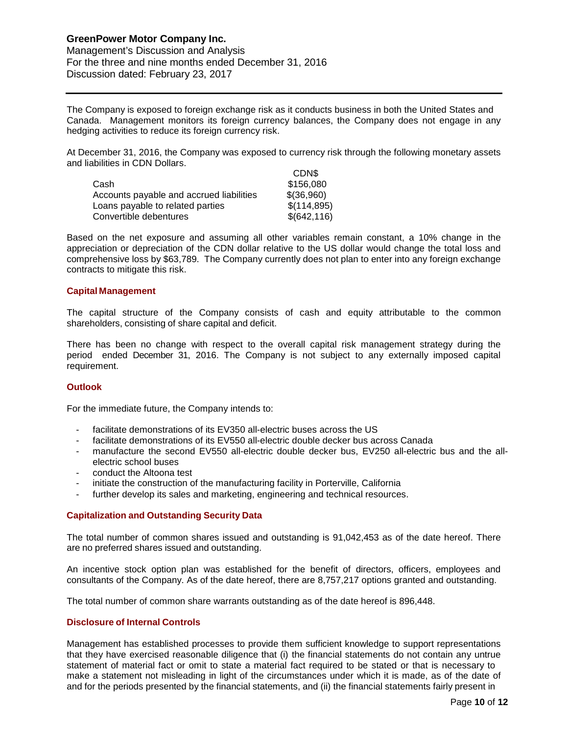The Company is exposed to foreign exchange risk as it conducts business in both the United States and Canada. Management monitors its foreign currency balances, the Company does not engage in any hedging activities to reduce its foreign currency risk.

At December 31, 2016, the Company was exposed to currency risk through the following monetary assets and liabilities in CDN Dollars.

| | CDN$ |
|---|---|
| Cash | $156,080 |
| Accounts payable and accrued liabilities | $(36,960) |
| Loans payable to related parties | $(114,895) |
| Convertible debentures | $(642,116) |

Based on the net exposure and assuming all other variables remain constant, a 10% change in the appreciation or depreciation of the CDN dollar relative to the US dollar would change the total loss and comprehensive loss by $63,789. The Company currently does not plan to enter into any foreign exchange contracts to mitigate this risk.

### Capital Management

The capital structure of the Company consists of cash and equity attributable to the common shareholders, consisting of share capital and deficit.

There has been no change with respect to the overall capital risk management strategy during the period ended December 31, 2016. The Company is not subject to any externally imposed capital requirement.

### Outlook

For the immediate future, the Company intends to:

- facilitate demonstrations of its EV350 all-electric buses across the US
- facilitate demonstrations of its EV550 all-electric double decker bus across Canada
- manufacture the second EV550 all-electric double decker bus, EV250 all-electric bus and the all-electric school buses
- conduct the Altoona test
- initiate the construction of the manufacturing facility in Porterville, California
- further develop its sales and marketing, engineering and technical resources.

### Capitalization and Outstanding Security Data

The total number of common shares issued and outstanding is 91,042,453 as of the date hereof. There are no preferred shares issued and outstanding.

An incentive stock option plan was established for the benefit of directors, officers, employees and consultants of the Company. As of the date hereof, there are 8,757,217 options granted and outstanding.

The total number of common share warrants outstanding as of the date hereof is 896,448.

### Disclosure of Internal Controls

Management has established processes to provide them sufficient knowledge to support representations that they have exercised reasonable diligence that (i) the financial statements do not contain any untrue statement of material fact or omit to state a material fact required to be stated or that is necessary to make a statement not misleading in light of the circumstances under which it is made, as of the date of and for the periods presented by the financial statements, and (ii) the financial statements fairly present in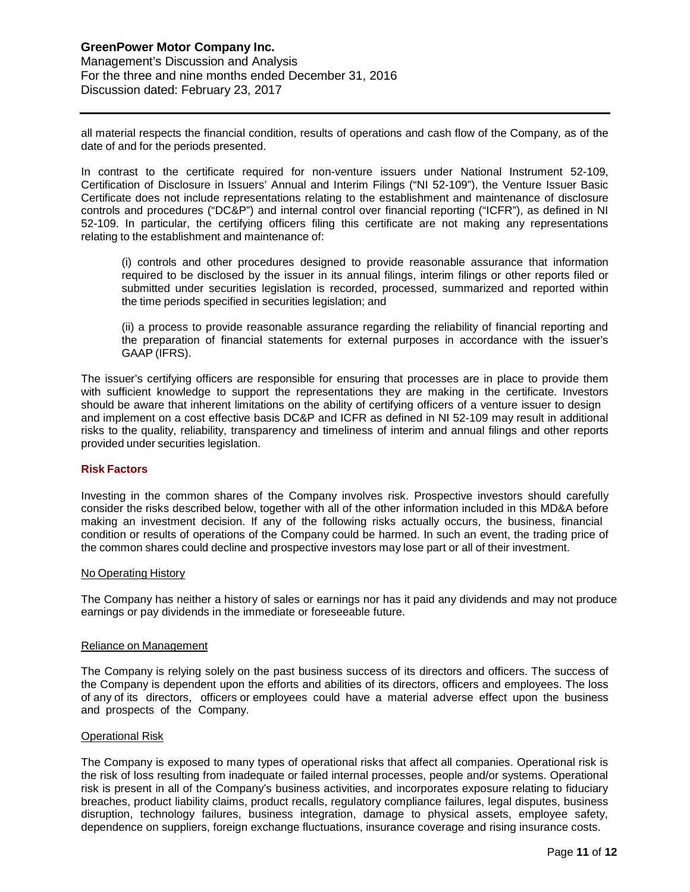all material respects the financial condition, results of operations and cash flow of the Company, as of the date of and for the periods presented.

In contrast to the certificate required for non-venture issuers under National Instrument 52-109, Certification of Disclosure in Issuers' Annual and Interim Filings ("NI 52-109"), the Venture Issuer Basic Certificate does not include representations relating to the establishment and maintenance of disclosure controls and procedures ("DC&P") and internal control over financial reporting ("ICFR"), as defined in NI 52-109. In particular, the certifying officers filing this certificate are not making any representations relating to the establishment and maintenance of:

> (i) controls and other procedures designed to provide reasonable assurance that information required to be disclosed by the issuer in its annual filings, interim filings or other reports filed or submitted under securities legislation is recorded, processed, summarized and reported within the time periods specified in securities legislation; and
>
> (ii) a process to provide reasonable assurance regarding the reliability of financial reporting and the preparation of financial statements for external purposes in accordance with the issuer's GAAP (IFRS).

The issuer's certifying officers are responsible for ensuring that processes are in place to provide them with sufficient knowledge to support the representations they are making in the certificate. Investors should be aware that inherent limitations on the ability of certifying officers of a venture issuer to design and implement on a cost effective basis DC&P and ICFR as defined in NI 52-109 may result in additional risks to the quality, reliability, transparency and timeliness of interim and annual filings and other reports provided under securities legislation.

## Risk Factors

Investing in the common shares of the Company involves risk. Prospective investors should carefully consider the risks described below, together with all of the other information included in this MD&A before making an investment decision. If any of the following risks actually occurs, the business, financial condition or results of operations of the Company could be harmed. In such an event, the trading price of the common shares could decline and prospective investors may lose part or all of their investment.

### No Operating History

The Company has neither a history of sales or earnings nor has it paid any dividends and may not produce earnings or pay dividends in the immediate or foreseeable future.

### Reliance on Management

The Company is relying solely on the past business success of its directors and officers. The success of the Company is dependent upon the efforts and abilities of its directors, officers and employees. The loss of any of its directors, officers or employees could have a material adverse effect upon the business and prospects of the Company.

### Operational Risk

The Company is exposed to many types of operational risks that affect all companies. Operational risk is the risk of loss resulting from inadequate or failed internal processes, people and/or systems. Operational risk is present in all of the Company's business activities, and incorporates exposure relating to fiduciary breaches, product liability claims, product recalls, regulatory compliance failures, legal disputes, business disruption, technology failures, business integration, damage to physical assets, employee safety, dependence on suppliers, foreign exchange fluctuations, insurance coverage and rising insurance costs.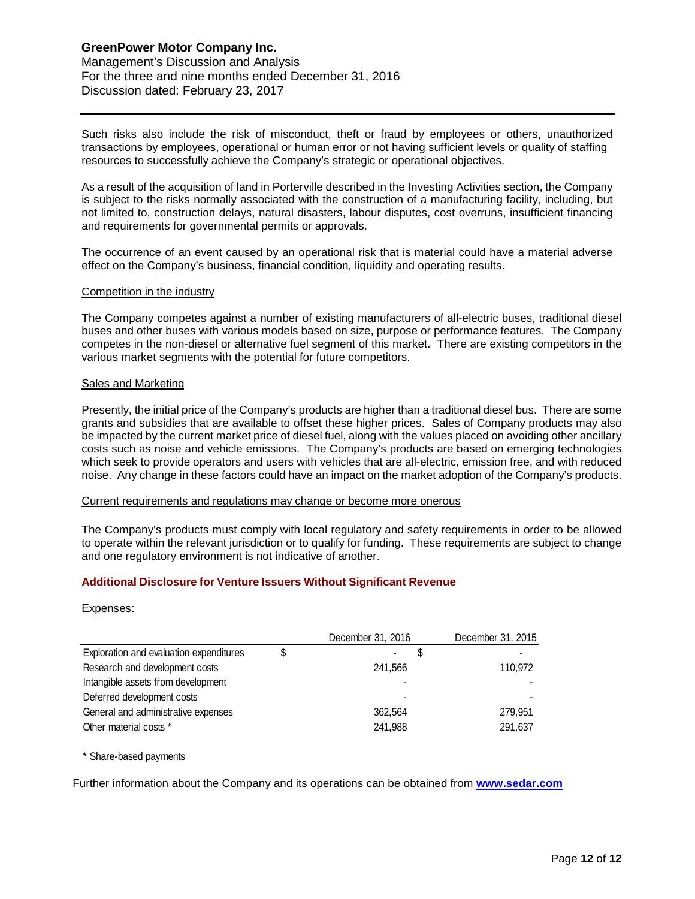Such risks also include the risk of misconduct, theft or fraud by employees or others, unauthorized transactions by employees, operational or human error or not having sufficient levels or quality of staffing resources to successfully achieve the Company's strategic or operational objectives.

As a result of the acquisition of land in Porterville described in the Investing Activities section, the Company is subject to the risks normally associated with the construction of a manufacturing facility, including, but not limited to, construction delays, natural disasters, labour disputes, cost overruns, insufficient financing and requirements for governmental permits or approvals.

The occurrence of an event caused by an operational risk that is material could have a material adverse effect on the Company's business, financial condition, liquidity and operating results.

Competition in the industry

The Company competes against a number of existing manufacturers of all-electric buses, traditional diesel buses and other buses with various models based on size, purpose or performance features. The Company competes in the non-diesel or alternative fuel segment of this market. There are existing competitors in the various market segments with the potential for future competitors.

Sales and Marketing

Presently, the initial price of the Company's products are higher than a traditional diesel bus. There are some grants and subsidies that are available to offset these higher prices. Sales of Company products may also be impacted by the current market price of diesel fuel, along with the values placed on avoiding other ancillary costs such as noise and vehicle emissions. The Company's products are based on emerging technologies which seek to provide operators and users with vehicles that are all-electric, emission free, and with reduced noise. Any change in these factors could have an impact on the market adoption of the Company's products.

Current requirements and regulations may change or become more onerous

The Company's products must comply with local regulatory and safety requirements in order to be allowed to operate within the relevant jurisdiction or to qualify for funding. These requirements are subject to change and one regulatory environment is not indicative of another.

## Additional Disclosure for Venture Issuers Without Significant Revenue

Expenses:

| | December 31, 2016 | December 31, 2015 |
|---|---|---|
| Exploration and evaluation expenditures | $ - | $ - |
| Research and development costs | 241,566 | 110,972 |
| Intangible assets from development | - | - |
| Deferred development costs | - | - |
| General and administrative expenses | 362,564 | 279,951 |
| Other material costs * | 241,988 | 291,637 |

* Share-based payments

Further information about the Company and its operations can be obtained from [www.sedar.com](http://www.sedar.com)